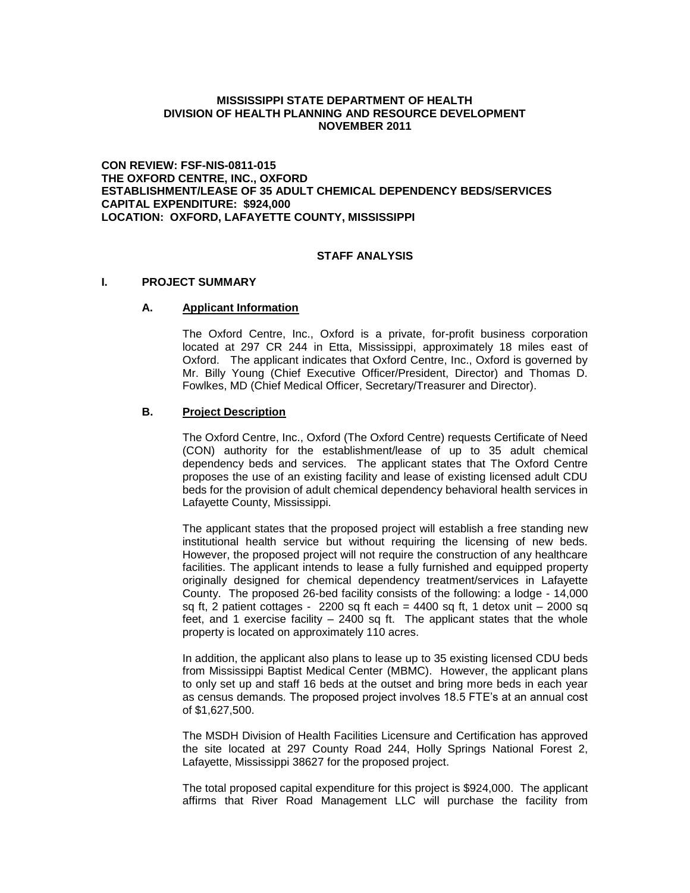**MISSISSIPPI STATE DEPARTMENT OF HEALTH**
**DIVISION OF HEALTH PLANNING AND RESOURCE DEVELOPMENT**
**NOVEMBER 2011**

**CON REVIEW: FSF-NIS-0811-015**
**THE OXFORD CENTRE, INC., OXFORD**
**ESTABLISHMENT/LEASE OF 35 ADULT CHEMICAL DEPENDENCY BEDS/SERVICES**
**CAPITAL EXPENDITURE: $924,000**
**LOCATION: OXFORD, LAFAYETTE COUNTY, MISSISSIPPI**

## STAFF ANALYSIS

## I. PROJECT SUMMARY

### A. Applicant Information

The Oxford Centre, Inc., Oxford is a private, for-profit business corporation located at 297 CR 244 in Etta, Mississippi, approximately 18 miles east of Oxford. The applicant indicates that Oxford Centre, Inc., Oxford is governed by Mr. Billy Young (Chief Executive Officer/President, Director) and Thomas D. Fowlkes, MD (Chief Medical Officer, Secretary/Treasurer and Director).

### B. Project Description

The Oxford Centre, Inc., Oxford (The Oxford Centre) requests Certificate of Need (CON) authority for the establishment/lease of up to 35 adult chemical dependency beds and services. The applicant states that The Oxford Centre proposes the use of an existing facility and lease of existing licensed adult CDU beds for the provision of adult chemical dependency behavioral health services in Lafayette County, Mississippi.

The applicant states that the proposed project will establish a free standing new institutional health service but without requiring the licensing of new beds. However, the proposed project will not require the construction of any healthcare facilities. The applicant intends to lease a fully furnished and equipped property originally designed for chemical dependency treatment/services in Lafayette County. The proposed 26-bed facility consists of the following: a lodge - 14,000 sq ft, 2 patient cottages - 2200 sq ft each = 4400 sq ft, 1 detox unit – 2000 sq feet, and 1 exercise facility – 2400 sq ft. The applicant states that the whole property is located on approximately 110 acres.

In addition, the applicant also plans to lease up to 35 existing licensed CDU beds from Mississippi Baptist Medical Center (MBMC). However, the applicant plans to only set up and staff 16 beds at the outset and bring more beds in each year as census demands. The proposed project involves 18.5 FTE's at an annual cost of $1,627,500.

The MSDH Division of Health Facilities Licensure and Certification has approved the site located at 297 County Road 244, Holly Springs National Forest 2, Lafayette, Mississippi 38627 for the proposed project.

The total proposed capital expenditure for this project is $924,000. The applicant affirms that River Road Management LLC will purchase the facility from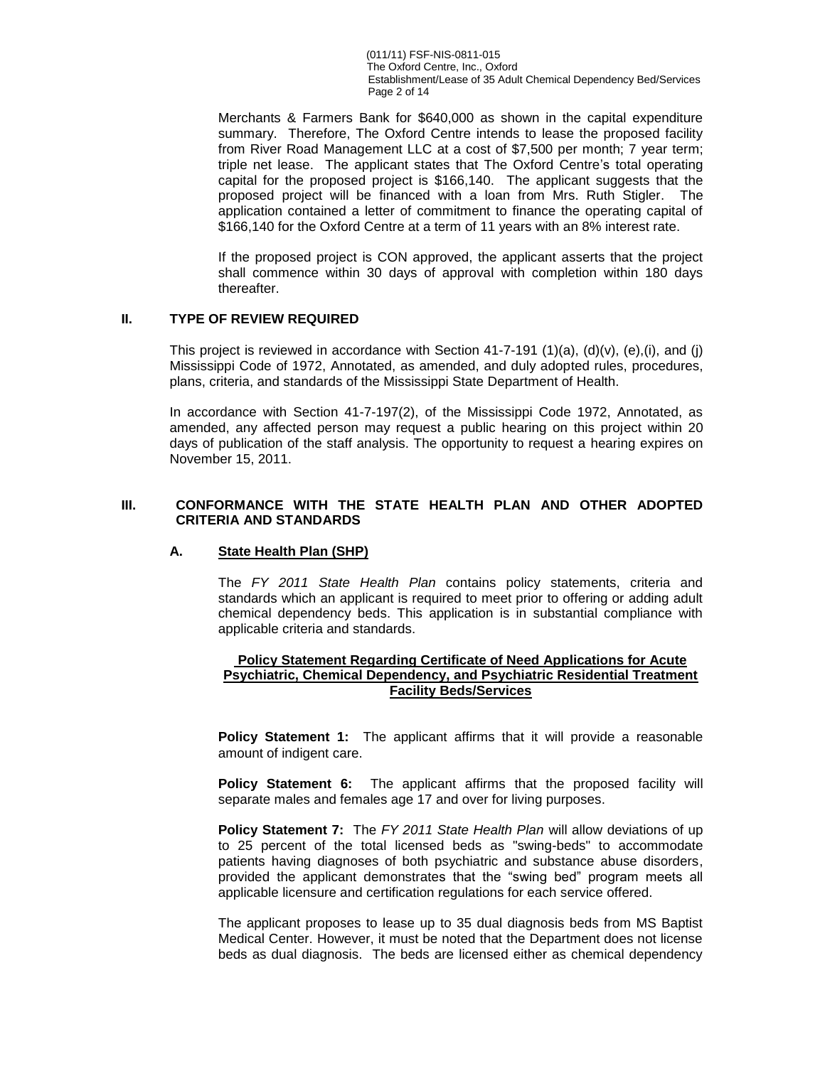Merchants & Farmers Bank for $640,000 as shown in the capital expenditure summary. Therefore, The Oxford Centre intends to lease the proposed facility from River Road Management LLC at a cost of $7,500 per month; 7 year term; triple net lease. The applicant states that The Oxford Centre's total operating capital for the proposed project is $166,140. The applicant suggests that the proposed project will be financed with a loan from Mrs. Ruth Stigler. The application contained a letter of commitment to finance the operating capital of $166,140 for the Oxford Centre at a term of 11 years with an 8% interest rate.

If the proposed project is CON approved, the applicant asserts that the project shall commence within 30 days of approval with completion within 180 days thereafter.

## II. TYPE OF REVIEW REQUIRED

This project is reviewed in accordance with Section 41-7-191 (1)(a), (d)(v), (e),(i), and (j) Mississippi Code of 1972, Annotated, as amended, and duly adopted rules, procedures, plans, criteria, and standards of the Mississippi State Department of Health.

In accordance with Section 41-7-197(2), of the Mississippi Code 1972, Annotated, as amended, any affected person may request a public hearing on this project within 20 days of publication of the staff analysis. The opportunity to request a hearing expires on November 15, 2011.

## III. CONFORMANCE WITH THE STATE HEALTH PLAN AND OTHER ADOPTED CRITERIA AND STANDARDS

### A. State Health Plan (SHP)

The *FY 2011 State Health Plan* contains policy statements, criteria and standards which an applicant is required to meet prior to offering or adding adult chemical dependency beds. This application is in substantial compliance with applicable criteria and standards.

**Policy Statement Regarding Certificate of Need Applications for Acute Psychiatric, Chemical Dependency, and Psychiatric Residential Treatment Facility Beds/Services**

**Policy Statement 1:** The applicant affirms that it will provide a reasonable amount of indigent care.

**Policy Statement 6:** The applicant affirms that the proposed facility will separate males and females age 17 and over for living purposes.

**Policy Statement 7:** The *FY 2011 State Health Plan* will allow deviations of up to 25 percent of the total licensed beds as "swing-beds" to accommodate patients having diagnoses of both psychiatric and substance abuse disorders, provided the applicant demonstrates that the "swing bed" program meets all applicable licensure and certification regulations for each service offered.

The applicant proposes to lease up to 35 dual diagnosis beds from MS Baptist Medical Center. However, it must be noted that the Department does not license beds as dual diagnosis. The beds are licensed either as chemical dependency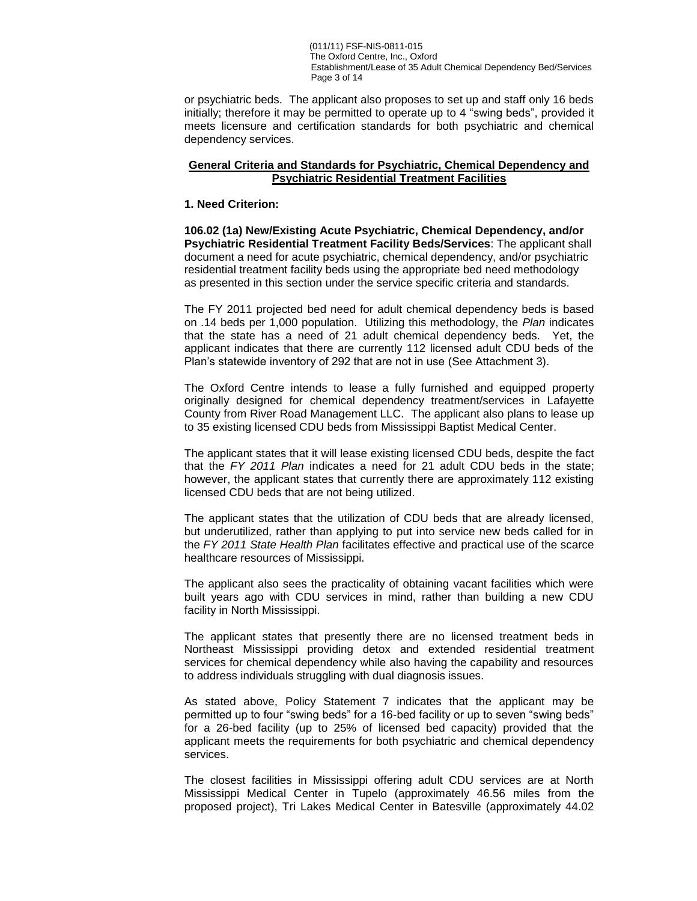or psychiatric beds. The applicant also proposes to set up and staff only 16 beds initially; therefore it may be permitted to operate up to 4 "swing beds", provided it meets licensure and certification standards for both psychiatric and chemical dependency services.

## General Criteria and Standards for Psychiatric, Chemical Dependency and Psychiatric Residential Treatment Facilities

**1. Need Criterion:**

**106.02 (1a) New/Existing Acute Psychiatric, Chemical Dependency, and/or Psychiatric Residential Treatment Facility Beds/Services**: The applicant shall document a need for acute psychiatric, chemical dependency, and/or psychiatric residential treatment facility beds using the appropriate bed need methodology as presented in this section under the service specific criteria and standards.

The FY 2011 projected bed need for adult chemical dependency beds is based on .14 beds per 1,000 population. Utilizing this methodology, the *Plan* indicates that the state has a need of 21 adult chemical dependency beds. Yet, the applicant indicates that there are currently 112 licensed adult CDU beds of the Plan's statewide inventory of 292 that are not in use (See Attachment 3).

The Oxford Centre intends to lease a fully furnished and equipped property originally designed for chemical dependency treatment/services in Lafayette County from River Road Management LLC. The applicant also plans to lease up to 35 existing licensed CDU beds from Mississippi Baptist Medical Center.

The applicant states that it will lease existing licensed CDU beds, despite the fact that the *FY 2011 Plan* indicates a need for 21 adult CDU beds in the state; however, the applicant states that currently there are approximately 112 existing licensed CDU beds that are not being utilized.

The applicant states that the utilization of CDU beds that are already licensed, but underutilized, rather than applying to put into service new beds called for in the *FY 2011 State Health Plan* facilitates effective and practical use of the scarce healthcare resources of Mississippi.

The applicant also sees the practicality of obtaining vacant facilities which were built years ago with CDU services in mind, rather than building a new CDU facility in North Mississippi.

The applicant states that presently there are no licensed treatment beds in Northeast Mississippi providing detox and extended residential treatment services for chemical dependency while also having the capability and resources to address individuals struggling with dual diagnosis issues.

As stated above, Policy Statement 7 indicates that the applicant may be permitted up to four "swing beds" for a 16-bed facility or up to seven "swing beds" for a 26-bed facility (up to 25% of licensed bed capacity) provided that the applicant meets the requirements for both psychiatric and chemical dependency services.

The closest facilities in Mississippi offering adult CDU services are at North Mississippi Medical Center in Tupelo (approximately 46.56 miles from the proposed project), Tri Lakes Medical Center in Batesville (approximately 44.02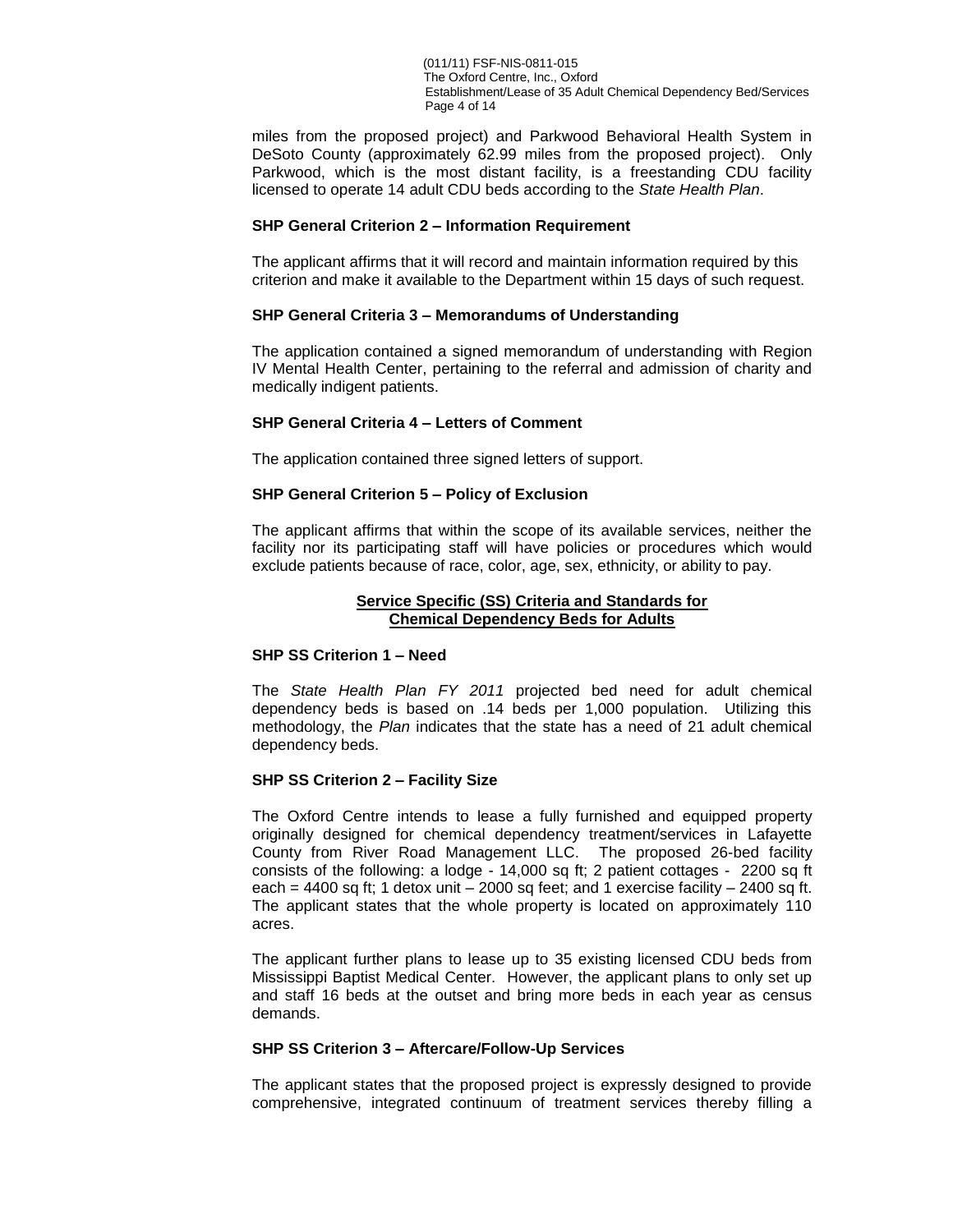miles from the proposed project) and Parkwood Behavioral Health System in DeSoto County (approximately 62.99 miles from the proposed project). Only Parkwood, which is the most distant facility, is a freestanding CDU facility licensed to operate 14 adult CDU beds according to the *State Health Plan*.

**SHP General Criterion 2 – Information Requirement**

The applicant affirms that it will record and maintain information required by this criterion and make it available to the Department within 15 days of such request.

**SHP General Criteria 3 – Memorandums of Understanding**

The application contained a signed memorandum of understanding with Region IV Mental Health Center, pertaining to the referral and admission of charity and medically indigent patients.

**SHP General Criteria 4 – Letters of Comment**

The application contained three signed letters of support.

**SHP General Criterion 5 – Policy of Exclusion**

The applicant affirms that within the scope of its available services, neither the facility nor its participating staff will have policies or procedures which would exclude patients because of race, color, age, sex, ethnicity, or ability to pay.

**Service Specific (SS) Criteria and Standards for Chemical Dependency Beds for Adults**

**SHP SS Criterion 1 – Need**

The *State Health Plan FY 2011* projected bed need for adult chemical dependency beds is based on .14 beds per 1,000 population. Utilizing this methodology, the *Plan* indicates that the state has a need of 21 adult chemical dependency beds.

**SHP SS Criterion 2 – Facility Size**

The Oxford Centre intends to lease a fully furnished and equipped property originally designed for chemical dependency treatment/services in Lafayette County from River Road Management LLC. The proposed 26-bed facility consists of the following: a lodge - 14,000 sq ft; 2 patient cottages - 2200 sq ft each = 4400 sq ft; 1 detox unit – 2000 sq feet; and 1 exercise facility – 2400 sq ft. The applicant states that the whole property is located on approximately 110 acres.

The applicant further plans to lease up to 35 existing licensed CDU beds from Mississippi Baptist Medical Center. However, the applicant plans to only set up and staff 16 beds at the outset and bring more beds in each year as census demands.

**SHP SS Criterion 3 – Aftercare/Follow-Up Services**

The applicant states that the proposed project is expressly designed to provide comprehensive, integrated continuum of treatment services thereby filling a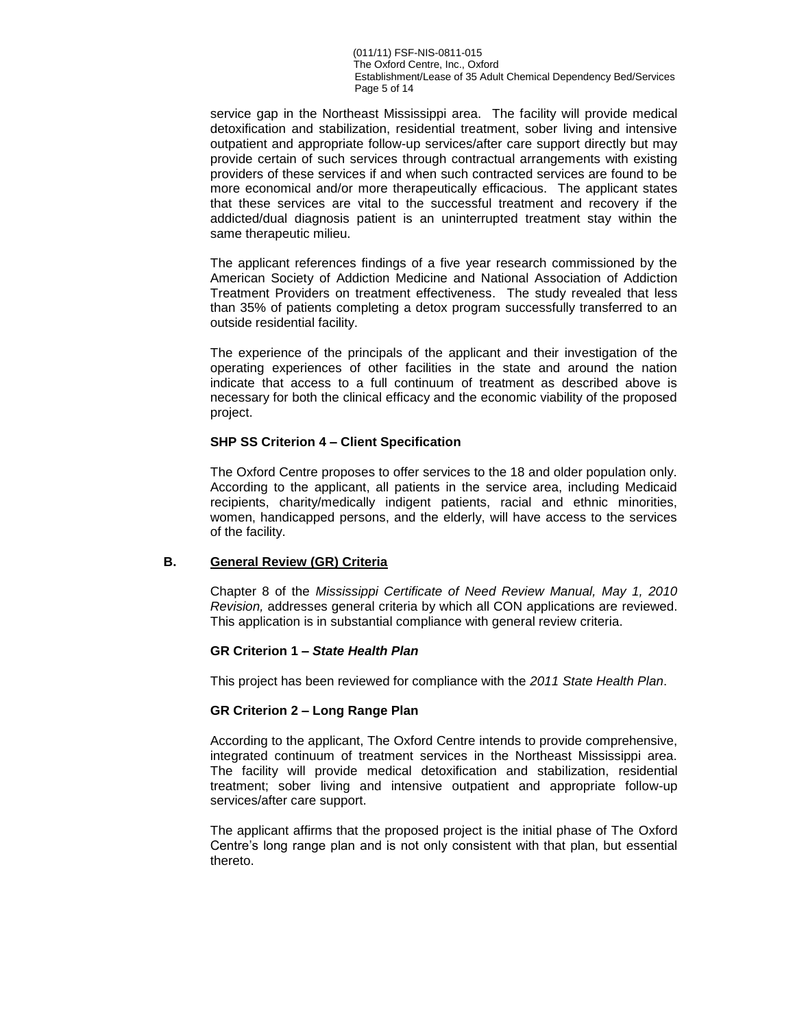service gap in the Northeast Mississippi area. The facility will provide medical detoxification and stabilization, residential treatment, sober living and intensive outpatient and appropriate follow-up services/after care support directly but may provide certain of such services through contractual arrangements with existing providers of these services if and when such contracted services are found to be more economical and/or more therapeutically efficacious. The applicant states that these services are vital to the successful treatment and recovery if the addicted/dual diagnosis patient is an uninterrupted treatment stay within the same therapeutic milieu.

The applicant references findings of a five year research commissioned by the American Society of Addiction Medicine and National Association of Addiction Treatment Providers on treatment effectiveness. The study revealed that less than 35% of patients completing a detox program successfully transferred to an outside residential facility.

The experience of the principals of the applicant and their investigation of the operating experiences of other facilities in the state and around the nation indicate that access to a full continuum of treatment as described above is necessary for both the clinical efficacy and the economic viability of the proposed project.

**SHP SS Criterion 4 – Client Specification**

The Oxford Centre proposes to offer services to the 18 and older population only. According to the applicant, all patients in the service area, including Medicaid recipients, charity/medically indigent patients, racial and ethnic minorities, women, handicapped persons, and the elderly, will have access to the services of the facility.

## B. General Review (GR) Criteria

Chapter 8 of the *Mississippi Certificate of Need Review Manual, May 1, 2010 Revision,* addresses general criteria by which all CON applications are reviewed. This application is in substantial compliance with general review criteria.

**GR Criterion 1 – *State Health Plan***

This project has been reviewed for compliance with the *2011 State Health Plan*.

**GR Criterion 2 – Long Range Plan**

According to the applicant, The Oxford Centre intends to provide comprehensive, integrated continuum of treatment services in the Northeast Mississippi area. The facility will provide medical detoxification and stabilization, residential treatment; sober living and intensive outpatient and appropriate follow-up services/after care support.

The applicant affirms that the proposed project is the initial phase of The Oxford Centre's long range plan and is not only consistent with that plan, but essential thereto.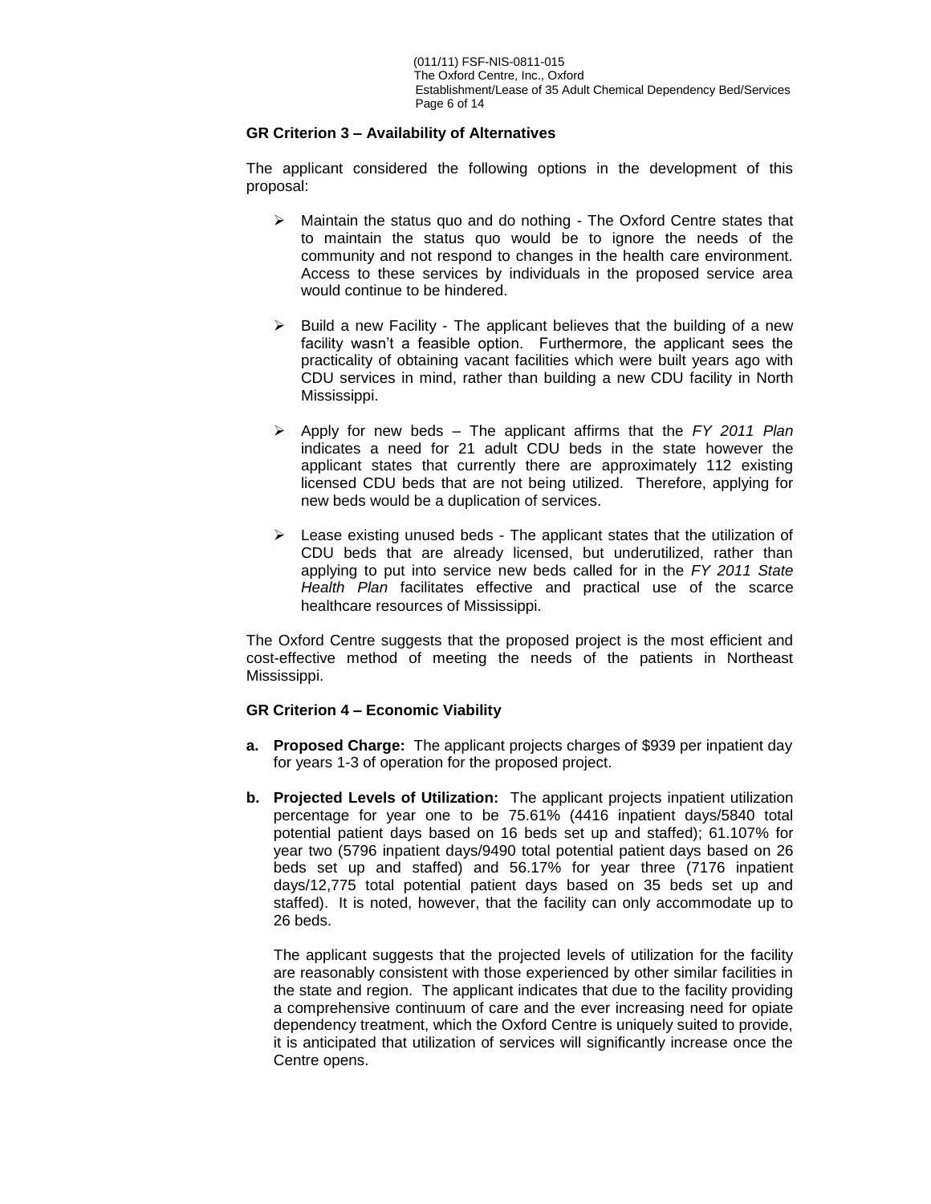**GR Criterion 3 – Availability of Alternatives**

The applicant considered the following options in the development of this proposal:

- Maintain the status quo and do nothing - The Oxford Centre states that to maintain the status quo would be to ignore the needs of the community and not respond to changes in the health care environment. Access to these services by individuals in the proposed service area would continue to be hindered.

- Build a new Facility - The applicant believes that the building of a new facility wasn't a feasible option. Furthermore, the applicant sees the practicality of obtaining vacant facilities which were built years ago with CDU services in mind, rather than building a new CDU facility in North Mississippi.

- Apply for new beds – The applicant affirms that the *FY 2011 Plan* indicates a need for 21 adult CDU beds in the state however the applicant states that currently there are approximately 112 existing licensed CDU beds that are not being utilized. Therefore, applying for new beds would be a duplication of services.

- Lease existing unused beds - The applicant states that the utilization of CDU beds that are already licensed, but underutilized, rather than applying to put into service new beds called for in the *FY 2011 State Health Plan* facilitates effective and practical use of the scarce healthcare resources of Mississippi.

The Oxford Centre suggests that the proposed project is the most efficient and cost-effective method of meeting the needs of the patients in Northeast Mississippi.

**GR Criterion 4 – Economic Viability**

**a. Proposed Charge:** The applicant projects charges of $939 per inpatient day for years 1-3 of operation for the proposed project.

**b. Projected Levels of Utilization:** The applicant projects inpatient utilization percentage for year one to be 75.61% (4416 inpatient days/5840 total potential patient days based on 16 beds set up and staffed); 61.107% for year two (5796 inpatient days/9490 total potential patient days based on 26 beds set up and staffed) and 56.17% for year three (7176 inpatient days/12,775 total potential patient days based on 35 beds set up and staffed). It is noted, however, that the facility can only accommodate up to 26 beds.

The applicant suggests that the projected levels of utilization for the facility are reasonably consistent with those experienced by other similar facilities in the state and region. The applicant indicates that due to the facility providing a comprehensive continuum of care and the ever increasing need for opiate dependency treatment, which the Oxford Centre is uniquely suited to provide, it is anticipated that utilization of services will significantly increase once the Centre opens.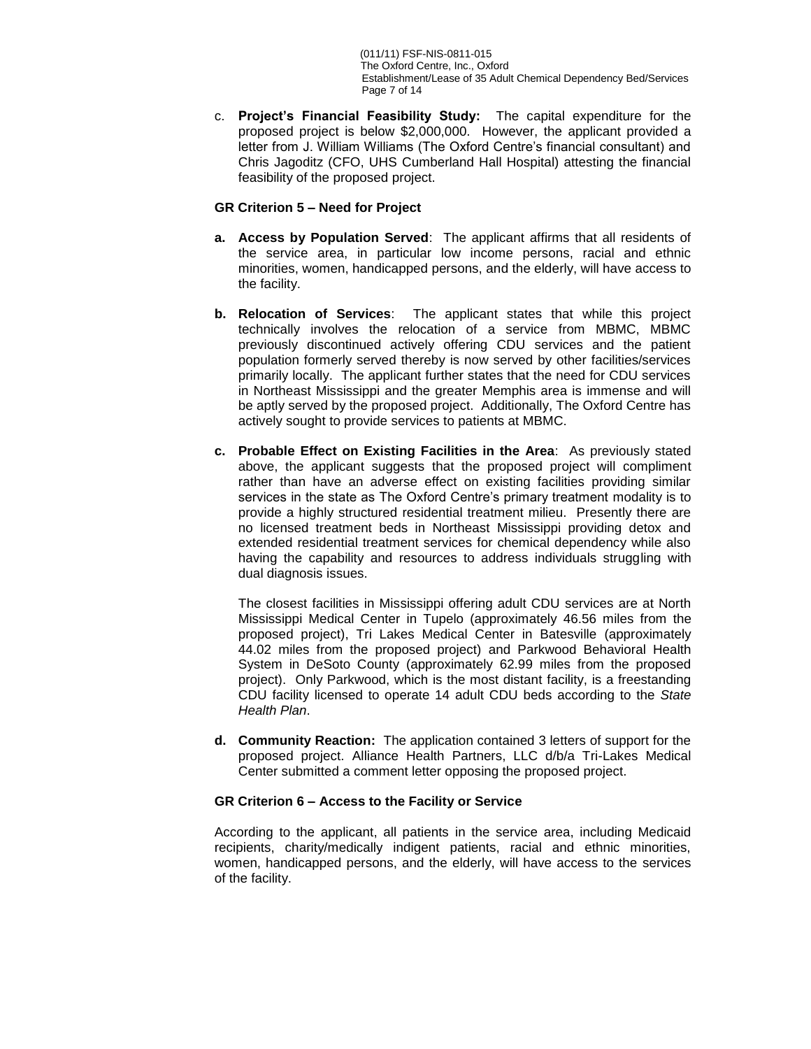c. **Project's Financial Feasibility Study:** The capital expenditure for the proposed project is below $2,000,000. However, the applicant provided a letter from J. William Williams (The Oxford Centre's financial consultant) and Chris Jagoditz (CFO, UHS Cumberland Hall Hospital) attesting the financial feasibility of the proposed project.

**GR Criterion 5 – Need for Project**

**a. Access by Population Served**: The applicant affirms that all residents of the service area, in particular low income persons, racial and ethnic minorities, women, handicapped persons, and the elderly, will have access to the facility.

**b. Relocation of Services**: The applicant states that while this project technically involves the relocation of a service from MBMC, MBMC previously discontinued actively offering CDU services and the patient population formerly served thereby is now served by other facilities/services primarily locally. The applicant further states that the need for CDU services in Northeast Mississippi and the greater Memphis area is immense and will be aptly served by the proposed project. Additionally, The Oxford Centre has actively sought to provide services to patients at MBMC.

**c. Probable Effect on Existing Facilities in the Area**: As previously stated above, the applicant suggests that the proposed project will compliment rather than have an adverse effect on existing facilities providing similar services in the state as The Oxford Centre's primary treatment modality is to provide a highly structured residential treatment milieu. Presently there are no licensed treatment beds in Northeast Mississippi providing detox and extended residential treatment services for chemical dependency while also having the capability and resources to address individuals struggling with dual diagnosis issues.

The closest facilities in Mississippi offering adult CDU services are at North Mississippi Medical Center in Tupelo (approximately 46.56 miles from the proposed project), Tri Lakes Medical Center in Batesville (approximately 44.02 miles from the proposed project) and Parkwood Behavioral Health System in DeSoto County (approximately 62.99 miles from the proposed project). Only Parkwood, which is the most distant facility, is a freestanding CDU facility licensed to operate 14 adult CDU beds according to the *State Health Plan*.

**d. Community Reaction:** The application contained 3 letters of support for the proposed project. Alliance Health Partners, LLC d/b/a Tri-Lakes Medical Center submitted a comment letter opposing the proposed project.

**GR Criterion 6 – Access to the Facility or Service**

According to the applicant, all patients in the service area, including Medicaid recipients, charity/medically indigent patients, racial and ethnic minorities, women, handicapped persons, and the elderly, will have access to the services of the facility.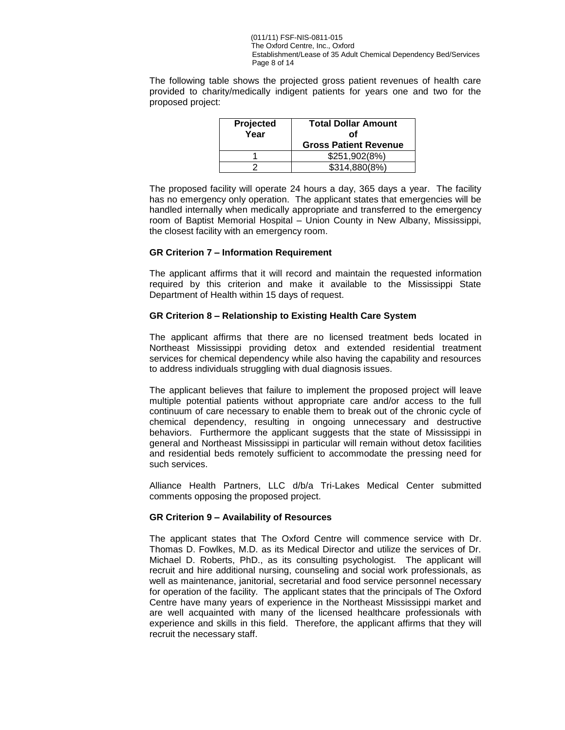The following table shows the projected gross patient revenues of health care provided to charity/medically indigent patients for years one and two for the proposed project:

| Projected Year | Total Dollar Amount of Gross Patient Revenue |
|---|---|
| 1 | $251,902(8%) |
| 2 | $314,880(8%) |

The proposed facility will operate 24 hours a day, 365 days a year. The facility has no emergency only operation. The applicant states that emergencies will be handled internally when medically appropriate and transferred to the emergency room of Baptist Memorial Hospital – Union County in New Albany, Mississippi, the closest facility with an emergency room.

**GR Criterion 7 – Information Requirement**

The applicant affirms that it will record and maintain the requested information required by this criterion and make it available to the Mississippi State Department of Health within 15 days of request.

**GR Criterion 8 – Relationship to Existing Health Care System**

The applicant affirms that there are no licensed treatment beds located in Northeast Mississippi providing detox and extended residential treatment services for chemical dependency while also having the capability and resources to address individuals struggling with dual diagnosis issues.

The applicant believes that failure to implement the proposed project will leave multiple potential patients without appropriate care and/or access to the full continuum of care necessary to enable them to break out of the chronic cycle of chemical dependency, resulting in ongoing unnecessary and destructive behaviors. Furthermore the applicant suggests that the state of Mississippi in general and Northeast Mississippi in particular will remain without detox facilities and residential beds remotely sufficient to accommodate the pressing need for such services.

Alliance Health Partners, LLC d/b/a Tri-Lakes Medical Center submitted comments opposing the proposed project.

**GR Criterion 9 – Availability of Resources**

The applicant states that The Oxford Centre will commence service with Dr. Thomas D. Fowlkes, M.D. as its Medical Director and utilize the services of Dr. Michael D. Roberts, PhD., as its consulting psychologist. The applicant will recruit and hire additional nursing, counseling and social work professionals, as well as maintenance, janitorial, secretarial and food service personnel necessary for operation of the facility. The applicant states that the principals of The Oxford Centre have many years of experience in the Northeast Mississippi market and are well acquainted with many of the licensed healthcare professionals with experience and skills in this field. Therefore, the applicant affirms that they will recruit the necessary staff.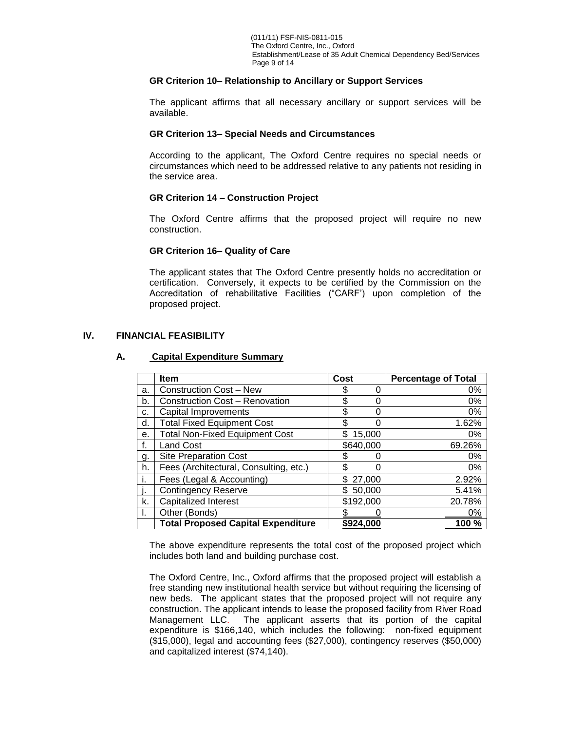### GR Criterion 10– Relationship to Ancillary or Support Services

The applicant affirms that all necessary ancillary or support services will be available.

### GR Criterion 13– Special Needs and Circumstances

According to the applicant, The Oxford Centre requires no special needs or circumstances which need to be addressed relative to any patients not residing in the service area.

### GR Criterion 14 – Construction Project

The Oxford Centre affirms that the proposed project will require no new construction.

### GR Criterion 16– Quality of Care

The applicant states that The Oxford Centre presently holds no accreditation or certification. Conversely, it expects to be certified by the Commission on the Accreditation of rehabilitative Facilities ("CARF') upon completion of the proposed project.

## IV. FINANCIAL FEASIBILITY

### A. Capital Expenditure Summary

| | Item | Cost | Percentage of Total |
|---|---|---|---|
| a. | Construction Cost – New | $ 0 | 0% |
| b. | Construction Cost – Renovation | $ 0 | 0% |
| c. | Capital Improvements | $ 0 | 0% |
| d. | Total Fixed Equipment Cost | $ 0 | 1.62% |
| e. | Total Non-Fixed Equipment Cost | $ 15,000 | 0% |
| f. | Land Cost | $640,000 | 69.26% |
| g. | Site Preparation Cost | $ 0 | 0% |
| h. | Fees (Architectural, Consulting, etc.) | $ 0 | 0% |
| i. | Fees (Legal & Accounting) | $ 27,000 | 2.92% |
| j. | Contingency Reserve | $ 50,000 | 5.41% |
| k. | Capitalized Interest | $192,000 | 20.78% |
| l. | Other (Bonds) | $ 0 | 0% |
| | **Total Proposed Capital Expenditure** | **$924,000** | **100 %** |

The above expenditure represents the total cost of the proposed project which includes both land and building purchase cost.

The Oxford Centre, Inc., Oxford affirms that the proposed project will establish a free standing new institutional health service but without requiring the licensing of new beds. The applicant states that the proposed project will not require any construction. The applicant intends to lease the proposed facility from River Road Management LLC. The applicant asserts that its portion of the capital expenditure is $166,140, which includes the following: non-fixed equipment ($15,000), legal and accounting fees ($27,000), contingency reserves ($50,000) and capitalized interest ($74,140).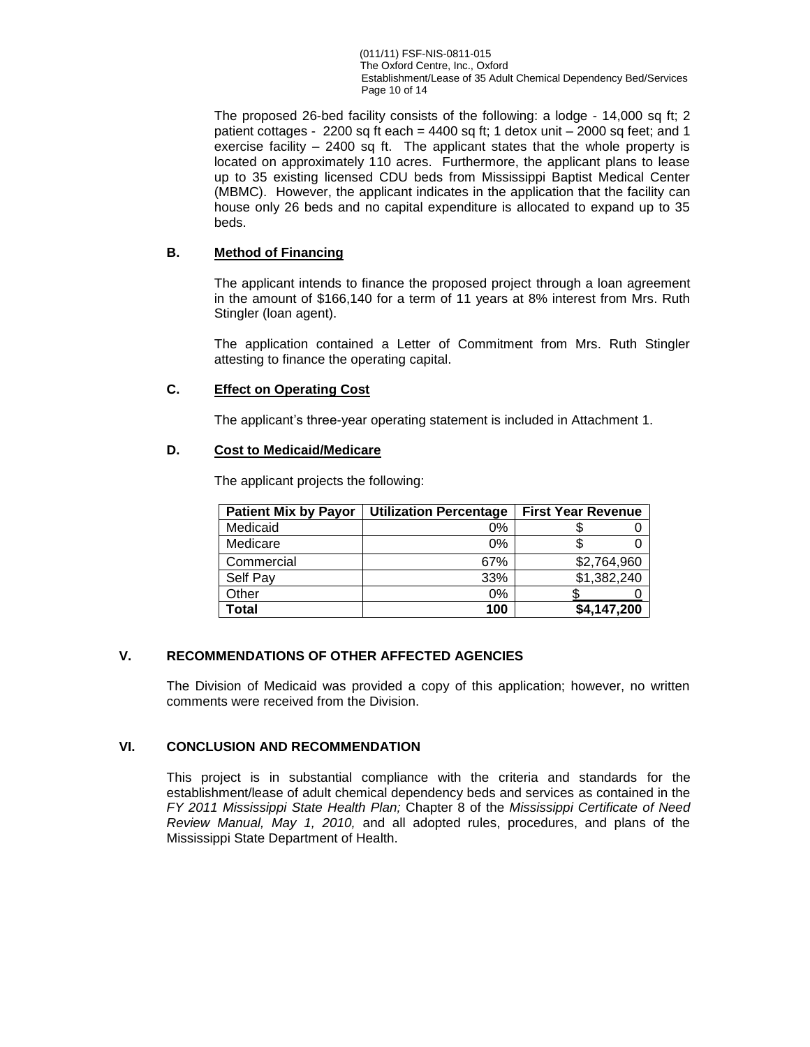The proposed 26-bed facility consists of the following: a lodge - 14,000 sq ft; 2 patient cottages - 2200 sq ft each = 4400 sq ft; 1 detox unit – 2000 sq feet; and 1 exercise facility – 2400 sq ft. The applicant states that the whole property is located on approximately 110 acres. Furthermore, the applicant plans to lease up to 35 existing licensed CDU beds from Mississippi Baptist Medical Center (MBMC). However, the applicant indicates in the application that the facility can house only 26 beds and no capital expenditure is allocated to expand up to 35 beds.

### B. Method of Financing

The applicant intends to finance the proposed project through a loan agreement in the amount of $166,140 for a term of 11 years at 8% interest from Mrs. Ruth Stingler (loan agent).

The application contained a Letter of Commitment from Mrs. Ruth Stingler attesting to finance the operating capital.

### C. Effect on Operating Cost

The applicant's three-year operating statement is included in Attachment 1.

### D. Cost to Medicaid/Medicare

The applicant projects the following:

| Patient Mix by Payor | Utilization Percentage | First Year Revenue |
|---|---|---|
| Medicaid | 0% | $ 0 |
| Medicare | 0% | $ 0 |
| Commercial | 67% | $2,764,960 |
| Self Pay | 33% | $1,382,240 |
| Other | 0% | $ 0 |
| **Total** | **100** | **$4,147,200** |

## V. RECOMMENDATIONS OF OTHER AFFECTED AGENCIES

The Division of Medicaid was provided a copy of this application; however, no written comments were received from the Division.

## VI. CONCLUSION AND RECOMMENDATION

This project is in substantial compliance with the criteria and standards for the establishment/lease of adult chemical dependency beds and services as contained in the *FY 2011 Mississippi State Health Plan;* Chapter 8 of the *Mississippi Certificate of Need Review Manual, May 1, 2010,* and all adopted rules, procedures, and plans of the Mississippi State Department of Health.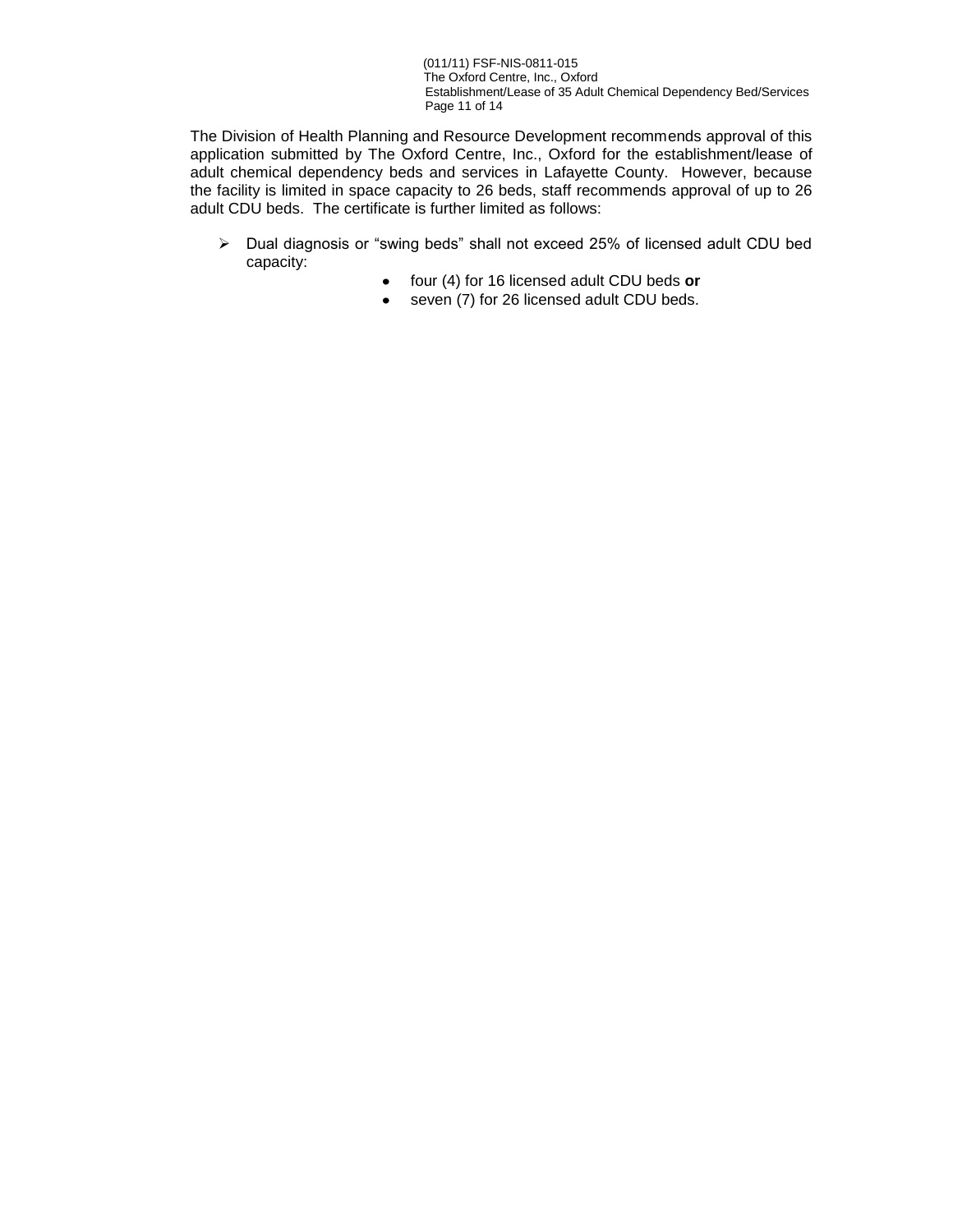The Division of Health Planning and Resource Development recommends approval of this application submitted by The Oxford Centre, Inc., Oxford for the establishment/lease of adult chemical dependency beds and services in Lafayette County. However, because the facility is limited in space capacity to 26 beds, staff recommends approval of up to 26 adult CDU beds. The certificate is further limited as follows:

- Dual diagnosis or "swing beds" shall not exceed 25% of licensed adult CDU bed capacity:
  - four (4) for 16 licensed adult CDU beds **or**
  - seven (7) for 26 licensed adult CDU beds.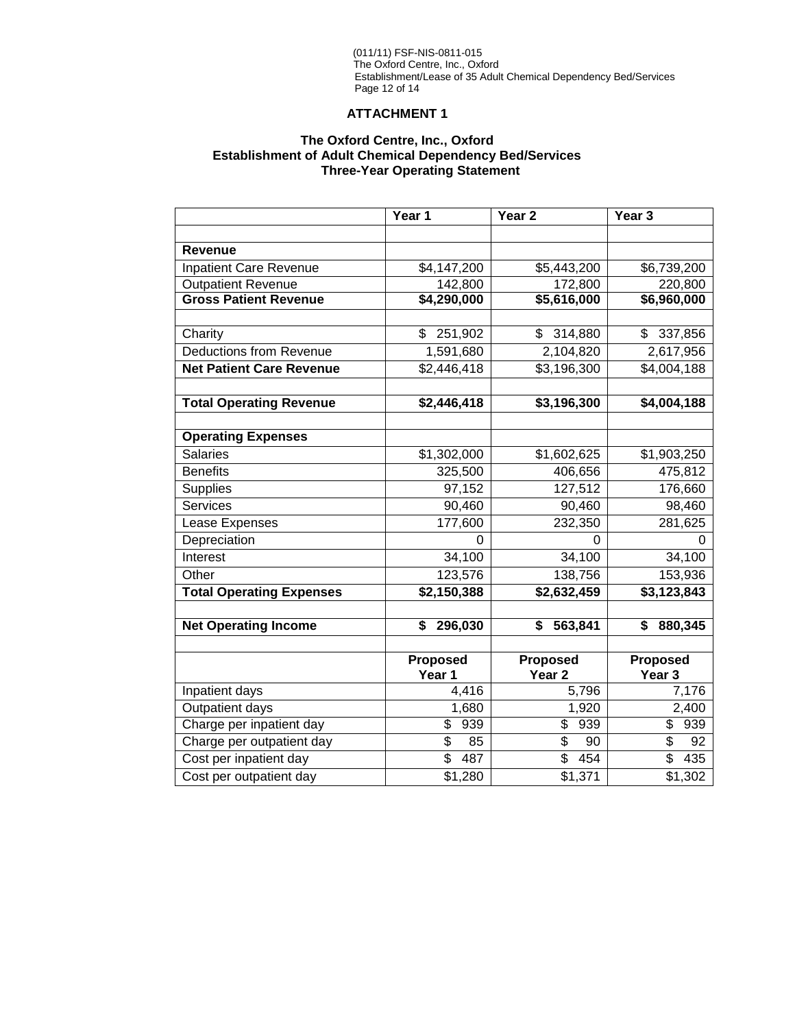## ATTACHMENT 1

### The Oxford Centre, Inc., Oxford
### Establishment of Adult Chemical Dependency Bed/Services
### Three-Year Operating Statement

| | Year 1 | Year 2 | Year 3 |
|---|---|---|---|
| | | | |
| **Revenue** | | | |
| Inpatient Care Revenue | $4,147,200 | $5,443,200 | $6,739,200 |
| Outpatient Revenue | 142,800 | 172,800 | 220,800 |
| **Gross Patient Revenue** | **$4,290,000** | **$5,616,000** | **$6,960,000** |
| | | | |
| Charity | $ 251,902 | $ 314,880 | $ 337,856 |
| Deductions from Revenue | 1,591,680 | 2,104,820 | 2,617,956 |
| **Net Patient Care Revenue** | $2,446,418 | $3,196,300 | $4,004,188 |
| | | | |
| **Total Operating Revenue** | **$2,446,418** | **$3,196,300** | **$4,004,188** |
| | | | |
| **Operating Expenses** | | | |
| Salaries | $1,302,000 | $1,602,625 | $1,903,250 |
| Benefits | 325,500 | 406,656 | 475,812 |
| Supplies | 97,152 | 127,512 | 176,660 |
| Services | 90,460 | 90,460 | 98,460 |
| Lease Expenses | 177,600 | 232,350 | 281,625 |
| Depreciation | 0 | 0 | 0 |
| Interest | 34,100 | 34,100 | 34,100 |
| Other | 123,576 | 138,756 | 153,936 |
| **Total Operating Expenses** | **$2,150,388** | **$2,632,459** | **$3,123,843** |
| | | | |
| **Net Operating Income** | **$ 296,030** | **$ 563,841** | **$ 880,345** |
| | | | |
| | **Proposed Year 1** | **Proposed Year 2** | **Proposed Year 3** |
| Inpatient days | 4,416 | 5,796 | 7,176 |
| Outpatient days | 1,680 | 1,920 | 2,400 |
| Charge per inpatient day | $ 939 | $ 939 | $ 939 |
| Charge per outpatient day | $ 85 | $ 90 | $ 92 |
| Cost per inpatient day | $ 487 | $ 454 | $ 435 |
| Cost per outpatient day | $1,280 | $1,371 | $1,302 |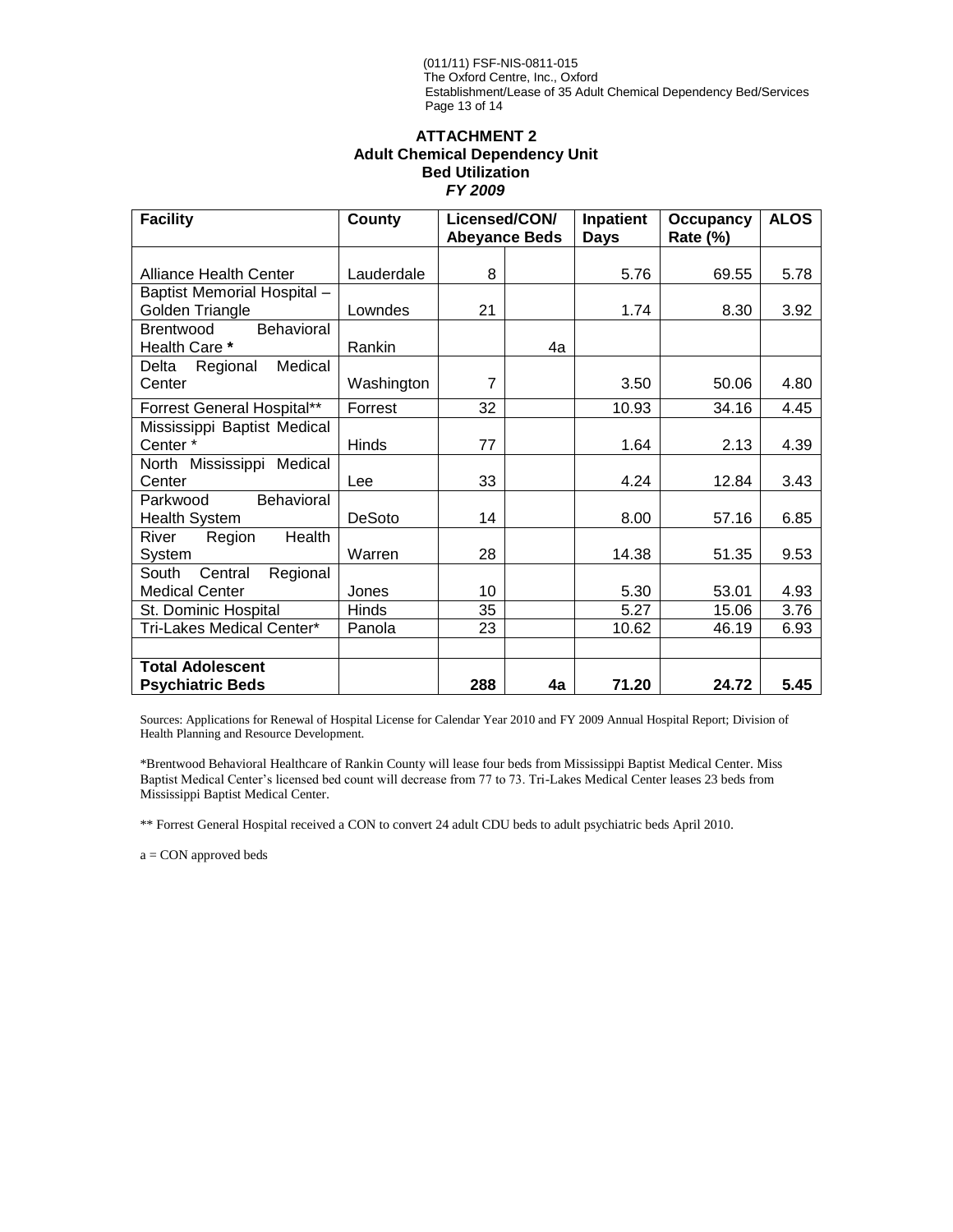**ATTACHMENT 2**
**Adult Chemical Dependency Unit**
**Bed Utilization**
***FY 2009***

| Facility | County | Licensed/CON/ Abeyance Beds | | Inpatient Days | Occupancy Rate (%) | ALOS |
|---|---|---|---|---|---|---|
| Alliance Health Center | Lauderdale | 8 | | 5.76 | 69.55 | 5.78 |
| Baptist Memorial Hospital – Golden Triangle | Lowndes | 21 | | 1.74 | 8.30 | 3.92 |
| Brentwood Behavioral Health Care **\*** | Rankin | | 4a | | | |
| Delta Regional Medical Center | Washington | 7 | | 3.50 | 50.06 | 4.80 |
| Forrest General Hospital** | Forrest | 32 | | 10.93 | 34.16 | 4.45 |
| Mississippi Baptist Medical Center * | Hinds | 77 | | 1.64 | 2.13 | 4.39 |
| North Mississippi Medical Center | Lee | 33 | | 4.24 | 12.84 | 3.43 |
| Parkwood Behavioral Health System | DeSoto | 14 | | 8.00 | 57.16 | 6.85 |
| River Region Health System | Warren | 28 | | 14.38 | 51.35 | 9.53 |
| South Central Regional Medical Center | Jones | 10 | | 5.30 | 53.01 | 4.93 |
| St. Dominic Hospital | Hinds | 35 | | 5.27 | 15.06 | 3.76 |
| Tri-Lakes Medical Center* | Panola | 23 | | 10.62 | 46.19 | 6.93 |
| | | | | | | |
| **Total Adolescent Psychiatric Beds** | | **288** | **4a** | **71.20** | **24.72** | **5.45** |

Sources: Applications for Renewal of Hospital License for Calendar Year 2010 and FY 2009 Annual Hospital Report; Division of Health Planning and Resource Development.

*Brentwood Behavioral Healthcare of Rankin County will lease four beds from Mississippi Baptist Medical Center. Miss Baptist Medical Center's licensed bed count will decrease from 77 to 73. Tri-Lakes Medical Center leases 23 beds from Mississippi Baptist Medical Center.

** Forrest General Hospital received a CON to convert 24 adult CDU beds to adult psychiatric beds April 2010.

a = CON approved beds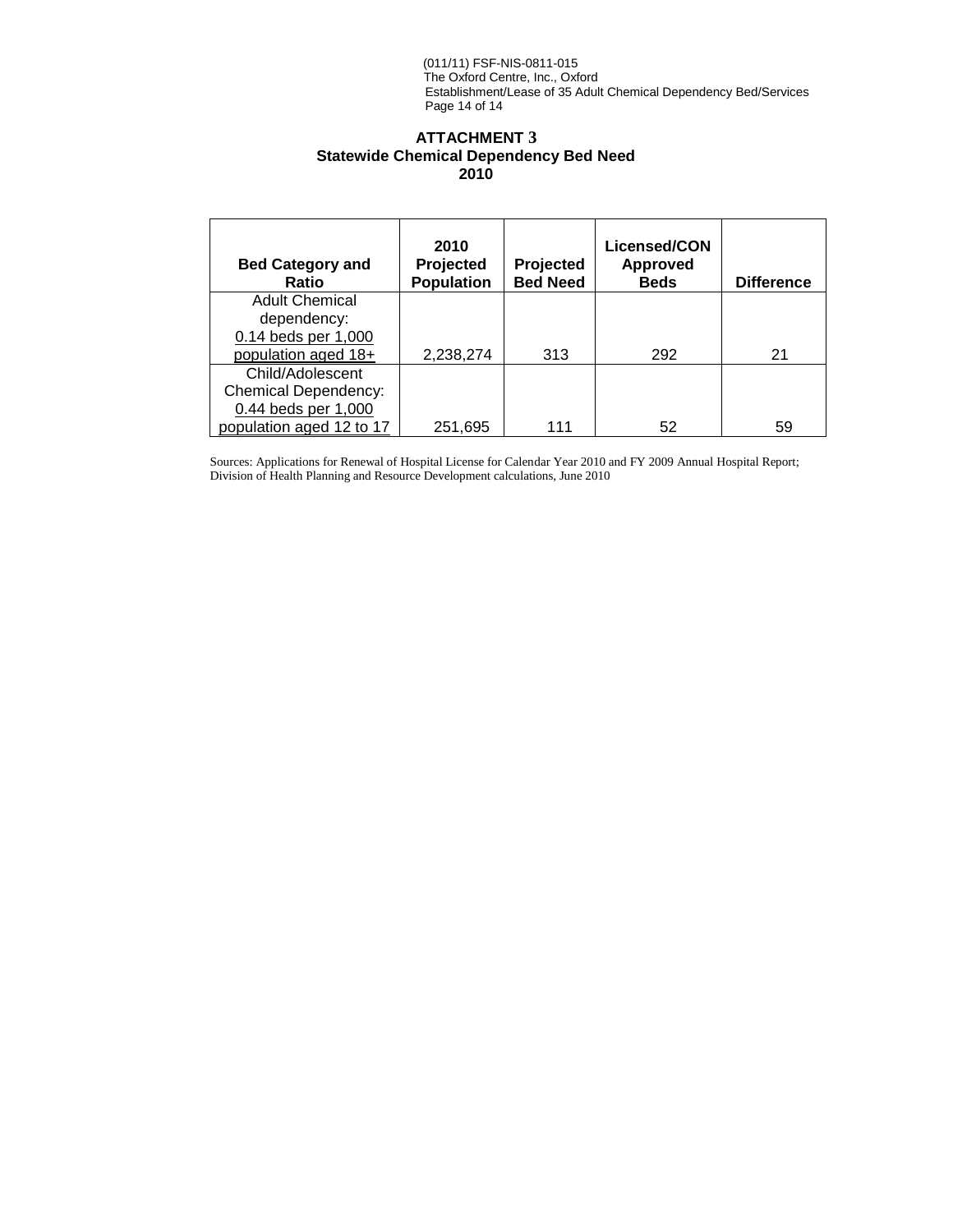## ATTACHMENT 3
## Statewide Chemical Dependency Bed Need
## 2010

| Bed Category and Ratio | 2010 Projected Population | Projected Bed Need | Licensed/CON Approved Beds | Difference |
|---|---|---|---|---|
| Adult Chemical dependency: 0.14 beds per 1,000 population aged 18+ | 2,238,274 | 313 | 292 | 21 |
| Child/Adolescent Chemical Dependency: 0.44 beds per 1,000 population aged 12 to 17 | 251,695 | 111 | 52 | 59 |

Sources: Applications for Renewal of Hospital License for Calendar Year 2010 and FY 2009 Annual Hospital Report; Division of Health Planning and Resource Development calculations, June 2010